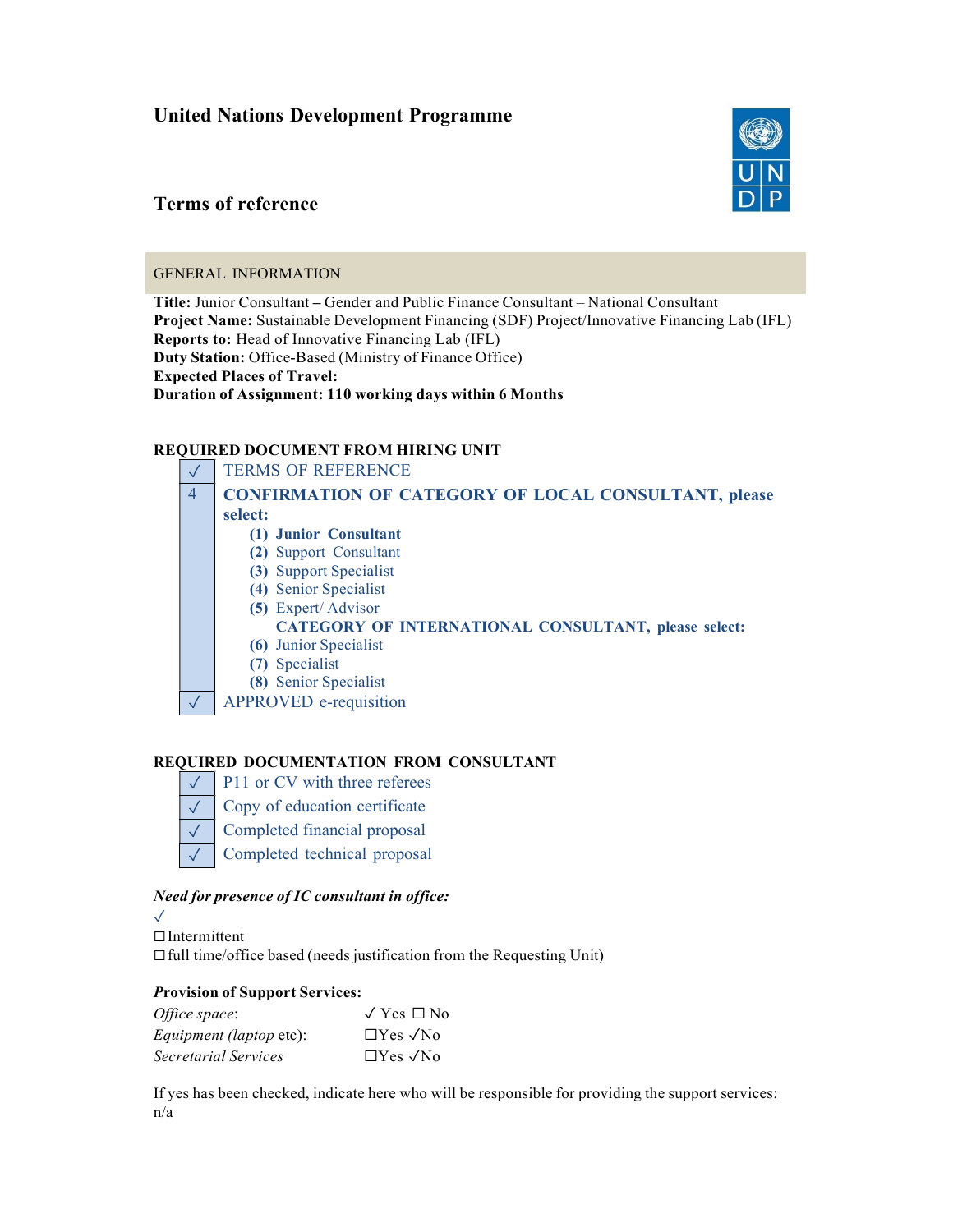# United Nations Development Programme

## Terms of reference

### GENERAL INFORMATION

**Title:** Junior Consultant – Gender and Public Finance Consultant – National Consultant
**Project Name:** Sustainable Development Financing (SDF) Project/Innovative Financing Lab (IFL)
**Reports to:** Head of Innovative Financing Lab (IFL)
**Duty Station:** Office-Based (Ministry of Finance Office)
**Expected Places of Travel:**
**Duration of Assignment: 110 working days within 6 Months**

**REQUIRED DOCUMENT FROM HIRING UNIT**

| | |
|---|---|
| ✓ | TERMS OF REFERENCE |
| 4 | **CONFIRMATION OF CATEGORY OF LOCAL CONSULTANT, please select:**<br>**(1) Junior Consultant**<br>**(2)** Support Consultant<br>**(3)** Support Specialist<br>**(4)** Senior Specialist<br>**(5)** Expert/ Advisor<br>**CATEGORY OF INTERNATIONAL CONSULTANT, please select:**<br>**(6)** Junior Specialist<br>**(7)** Specialist<br>**(8)** Senior Specialist |
| ✓ | APPROVED e-requisition |

**REQUIRED DOCUMENTATION FROM CONSULTANT**

| | |
|---|---|
| ✓ | P11 or CV with three referees |
| ✓ | Copy of education certificate |
| ✓ | Completed financial proposal |
| ✓ | Completed technical proposal |

***Need for presence of IC consultant in office:***

✓
☐ Intermittent
☐ full time/office based (needs justification from the Requesting Unit)

***Provision of Support Services:***

| | |
|---|---|
| *Office space*: | ✓ Yes ☐ No |
| *Equipment (laptop* etc): | ☐Yes ✓No |
| *Secretarial Services* | ☐Yes ✓No |

If yes has been checked, indicate here who will be responsible for providing the support services: n/a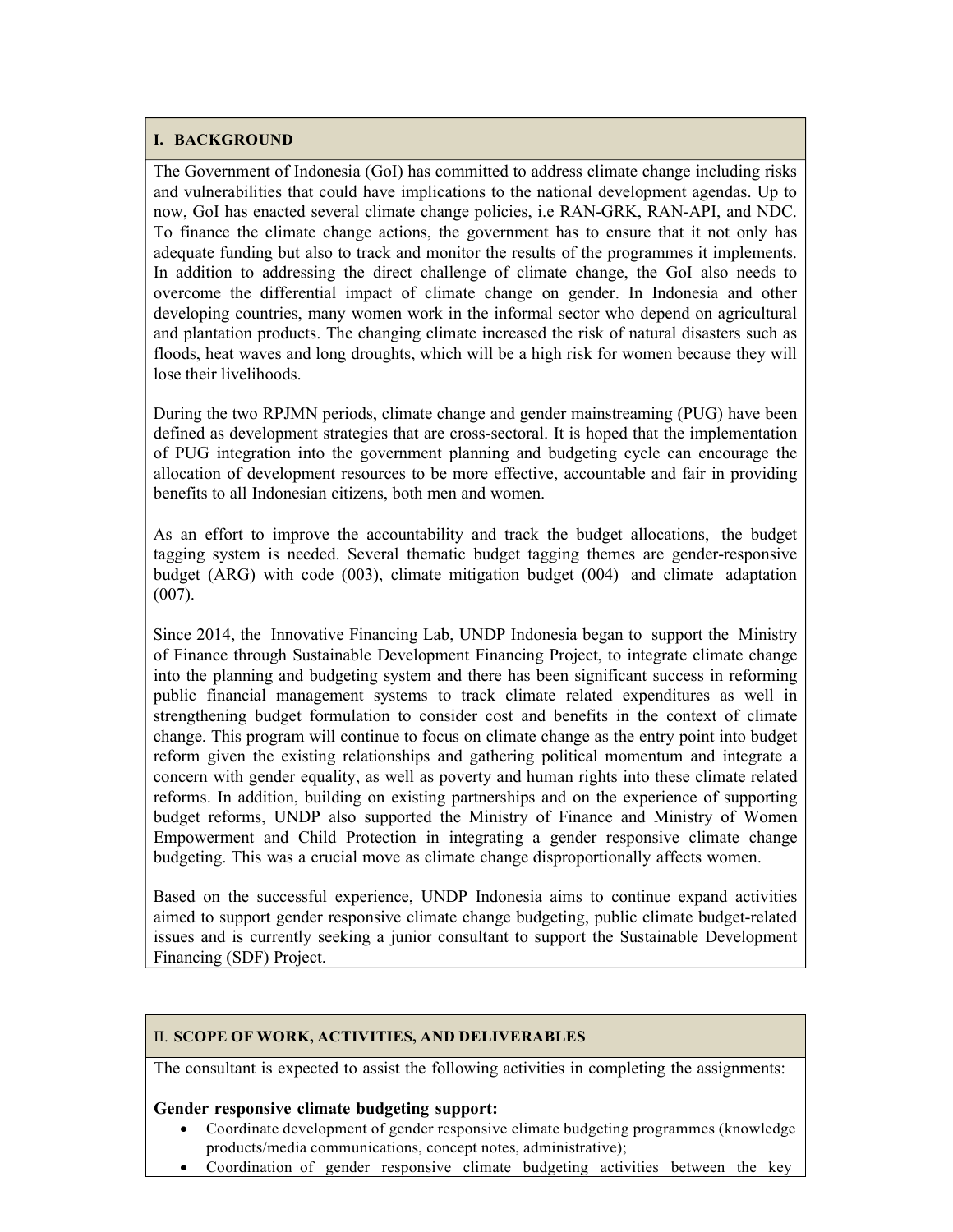## I. BACKGROUND

The Government of Indonesia (GoI) has committed to address climate change including risks and vulnerabilities that could have implications to the national development agendas. Up to now, GoI has enacted several climate change policies, i.e RAN-GRK, RAN-API, and NDC. To finance the climate change actions, the government has to ensure that it not only has adequate funding but also to track and monitor the results of the programmes it implements. In addition to addressing the direct challenge of climate change, the GoI also needs to overcome the differential impact of climate change on gender. In Indonesia and other developing countries, many women work in the informal sector who depend on agricultural and plantation products. The changing climate increased the risk of natural disasters such as floods, heat waves and long droughts, which will be a high risk for women because they will lose their livelihoods.

During the two RPJMN periods, climate change and gender mainstreaming (PUG) have been defined as development strategies that are cross-sectoral. It is hoped that the implementation of PUG integration into the government planning and budgeting cycle can encourage the allocation of development resources to be more effective, accountable and fair in providing benefits to all Indonesian citizens, both men and women.

As an effort to improve the accountability and track the budget allocations, the budget tagging system is needed. Several thematic budget tagging themes are gender-responsive budget (ARG) with code (003), climate mitigation budget (004) and climate adaptation (007).

Since 2014, the Innovative Financing Lab, UNDP Indonesia began to support the Ministry of Finance through Sustainable Development Financing Project, to integrate climate change into the planning and budgeting system and there has been significant success in reforming public financial management systems to track climate related expenditures as well in strengthening budget formulation to consider cost and benefits in the context of climate change. This program will continue to focus on climate change as the entry point into budget reform given the existing relationships and gathering political momentum and integrate a concern with gender equality, as well as poverty and human rights into these climate related reforms. In addition, building on existing partnerships and on the experience of supporting budget reforms, UNDP also supported the Ministry of Finance and Ministry of Women Empowerment and Child Protection in integrating a gender responsive climate change budgeting. This was a crucial move as climate change disproportionally affects women.

Based on the successful experience, UNDP Indonesia aims to continue expand activities aimed to support gender responsive climate change budgeting, public climate budget-related issues and is currently seeking a junior consultant to support the Sustainable Development Financing (SDF) Project.

## II. SCOPE OF WORK, ACTIVITIES, AND DELIVERABLES

The consultant is expected to assist the following activities in completing the assignments:

**Gender responsive climate budgeting support:**

- Coordinate development of gender responsive climate budgeting programmes (knowledge products/media communications, concept notes, administrative);
- Coordination of gender responsive climate budgeting activities between the key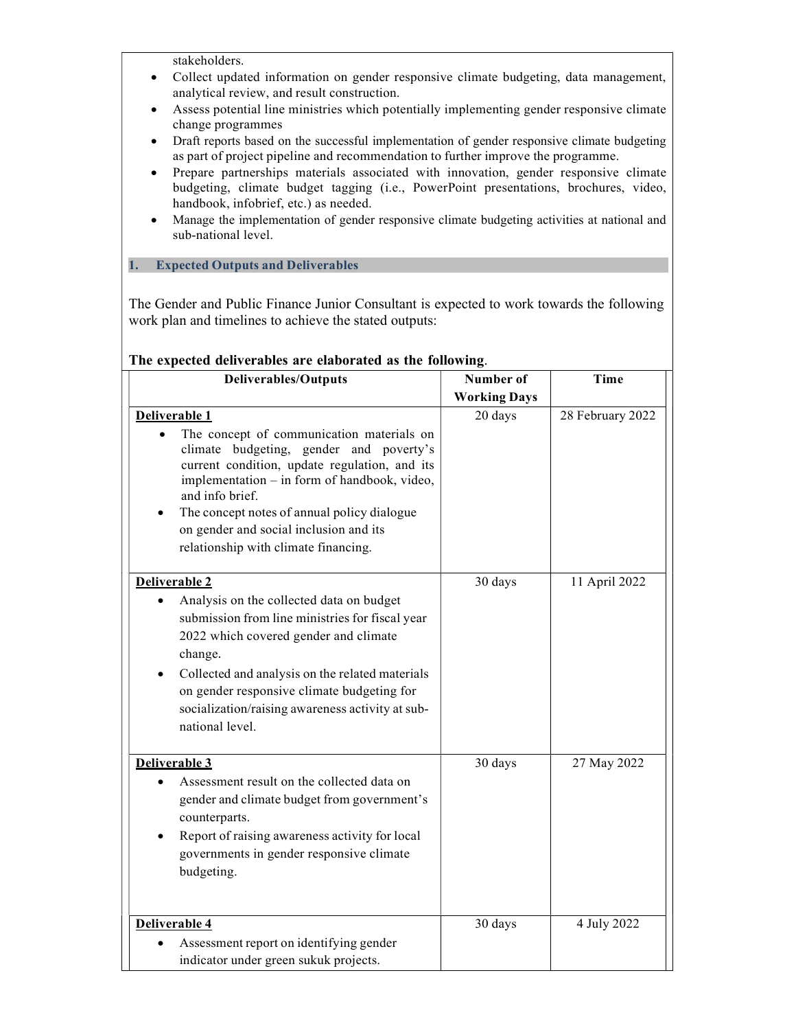stakeholders.

- Collect updated information on gender responsive climate budgeting, data management, analytical review, and result construction.
- Assess potential line ministries which potentially implementing gender responsive climate change programmes
- Draft reports based on the successful implementation of gender responsive climate budgeting as part of project pipeline and recommendation to further improve the programme.
- Prepare partnerships materials associated with innovation, gender responsive climate budgeting, climate budget tagging (i.e., PowerPoint presentations, brochures, video, handbook, infobrief, etc.) as needed.
- Manage the implementation of gender responsive climate budgeting activities at national and sub-national level.

## 1. Expected Outputs and Deliverables

The Gender and Public Finance Junior Consultant is expected to work towards the following work plan and timelines to achieve the stated outputs:

**The expected deliverables are elaborated as the following**.

| Deliverables/Outputs | Number of Working Days | Time |
|---|---|---|
| **Deliverable 1**<br>• The concept of communication materials on climate budgeting, gender and poverty's current condition, update regulation, and its implementation – in form of handbook, video, and info brief.<br>• The concept notes of annual policy dialogue on gender and social inclusion and its relationship with climate financing. | 20 days | 28 February 2022 |
| **Deliverable 2**<br>• Analysis on the collected data on budget submission from line ministries for fiscal year 2022 which covered gender and climate change.<br>• Collected and analysis on the related materials on gender responsive climate budgeting for socialization/raising awareness activity at sub-national level. | 30 days | 11 April 2022 |
| **Deliverable 3**<br>• Assessment result on the collected data on gender and climate budget from government's counterparts.<br>• Report of raising awareness activity for local governments in gender responsive climate budgeting. | 30 days | 27 May 2022 |
| **Deliverable 4**<br>• Assessment report on identifying gender indicator under green sukuk projects. | 30 days | 4 July 2022 |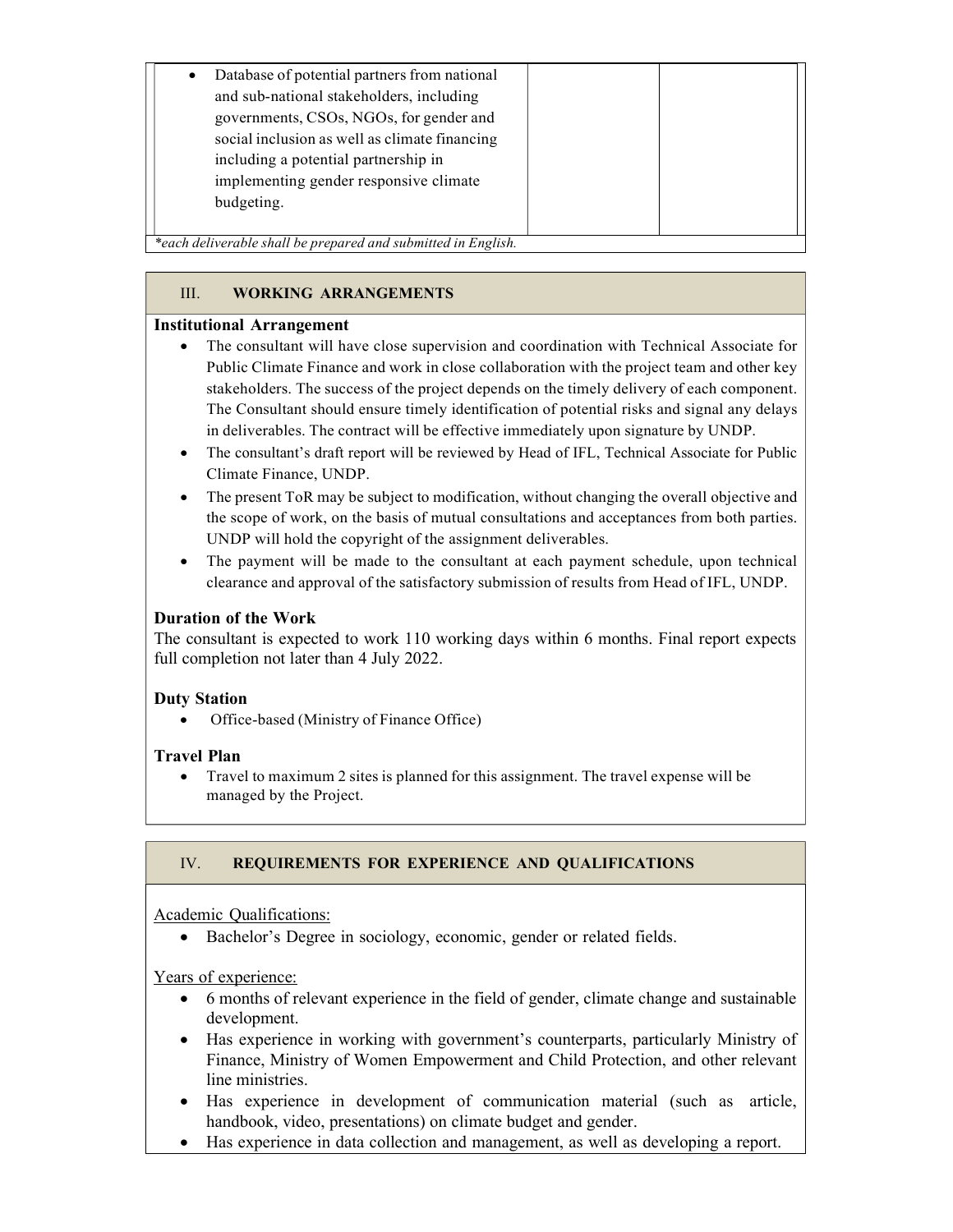| | | |
|---|---|---|
| • Database of potential partners from national and sub-national stakeholders, including governments, CSOs, NGOs, for gender and social inclusion as well as climate financing including a potential partnership in implementing gender responsive climate budgeting. | | |

*each deliverable shall be prepared and submitted in English.*

## III. WORKING ARRANGEMENTS

**Institutional Arrangement**

- The consultant will have close supervision and coordination with Technical Associate for Public Climate Finance and work in close collaboration with the project team and other key stakeholders. The success of the project depends on the timely delivery of each component. The Consultant should ensure timely identification of potential risks and signal any delays in deliverables. The contract will be effective immediately upon signature by UNDP.
- The consultant's draft report will be reviewed by Head of IFL, Technical Associate for Public Climate Finance, UNDP.
- The present ToR may be subject to modification, without changing the overall objective and the scope of work, on the basis of mutual consultations and acceptances from both parties. UNDP will hold the copyright of the assignment deliverables.
- The payment will be made to the consultant at each payment schedule, upon technical clearance and approval of the satisfactory submission of results from Head of IFL, UNDP.

**Duration of the Work**

The consultant is expected to work 110 working days within 6 months. Final report expects full completion not later than 4 July 2022.

**Duty Station**

- Office-based (Ministry of Finance Office)

**Travel Plan**

- Travel to maximum 2 sites is planned for this assignment. The travel expense will be managed by the Project.

## IV. REQUIREMENTS FOR EXPERIENCE AND QUALIFICATIONS

Academic Qualifications:

- Bachelor's Degree in sociology, economic, gender or related fields.

Years of experience:

- 6 months of relevant experience in the field of gender, climate change and sustainable development.
- Has experience in working with government's counterparts, particularly Ministry of Finance, Ministry of Women Empowerment and Child Protection, and other relevant line ministries.
- Has experience in development of communication material (such as article, handbook, video, presentations) on climate budget and gender.
- Has experience in data collection and management, as well as developing a report.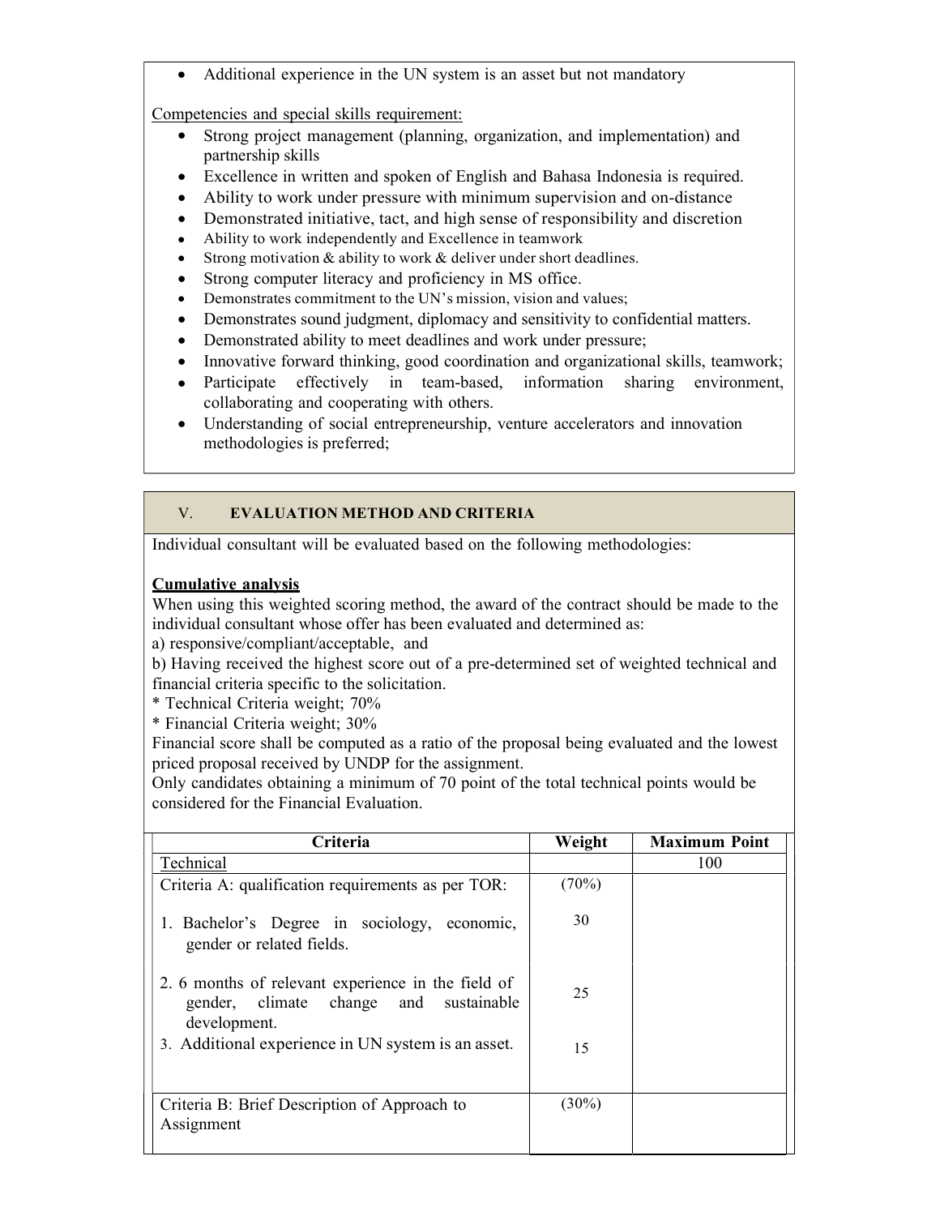- Additional experience in the UN system is an asset but not mandatory

Competencies and special skills requirement:

- Strong project management (planning, organization, and implementation) and partnership skills
- Excellence in written and spoken of English and Bahasa Indonesia is required.
- Ability to work under pressure with minimum supervision and on-distance
- Demonstrated initiative, tact, and high sense of responsibility and discretion
- Ability to work independently and Excellence in teamwork
- Strong motivation & ability to work & deliver under short deadlines.
- Strong computer literacy and proficiency in MS office.
- Demonstrates commitment to the UN's mission, vision and values;
- Demonstrates sound judgment, diplomacy and sensitivity to confidential matters.
- Demonstrated ability to meet deadlines and work under pressure;
- Innovative forward thinking, good coordination and organizational skills, teamwork;
- Participate effectively in team-based, information sharing environment, collaborating and cooperating with others.
- Understanding of social entrepreneurship, venture accelerators and innovation methodologies is preferred;

## V. EVALUATION METHOD AND CRITERIA

Individual consultant will be evaluated based on the following methodologies:

**Cumulative analysis**

When using this weighted scoring method, the award of the contract should be made to the individual consultant whose offer has been evaluated and determined as:

a) responsive/compliant/acceptable, and

b) Having received the highest score out of a pre-determined set of weighted technical and financial criteria specific to the solicitation.

* Technical Criteria weight; 70%

* Financial Criteria weight; 30%

Financial score shall be computed as a ratio of the proposal being evaluated and the lowest priced proposal received by UNDP for the assignment.

Only candidates obtaining a minimum of 70 point of the total technical points would be considered for the Financial Evaluation.

| Criteria | Weight | Maximum Point |
|---|---|---|
| Technical | | 100 |
| Criteria A: qualification requirements as per TOR: | (70%) | |
| 1. Bachelor's Degree in sociology, economic, gender or related fields. | 30 | |
| 2. 6 months of relevant experience in the field of gender, climate change and sustainable development. | 25 | |
| 3. Additional experience in UN system is an asset. | 15 | |
| Criteria B: Brief Description of Approach to Assignment | (30%) | |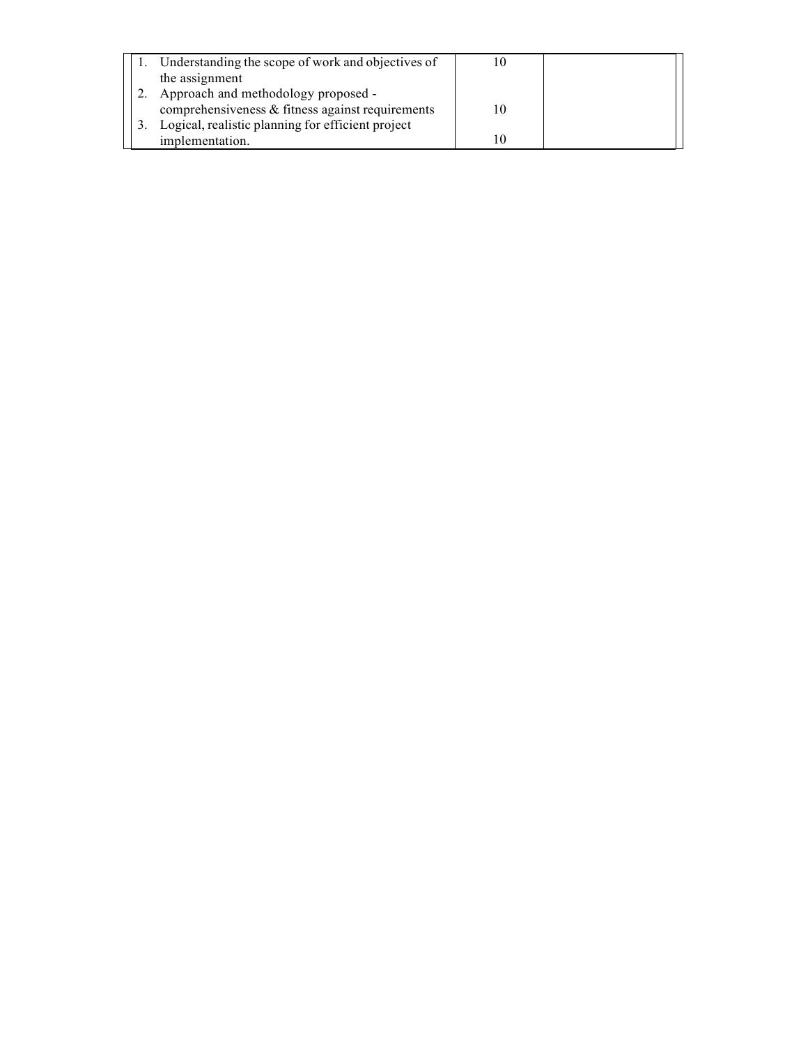| | | |
|---|---|---|
| 1. Understanding the scope of work and objectives of the assignment | 10 | |
| 2. Approach and methodology proposed - comprehensiveness & fitness against requirements | 10 | |
| 3. Logical, realistic planning for efficient project implementation. | 10 | |